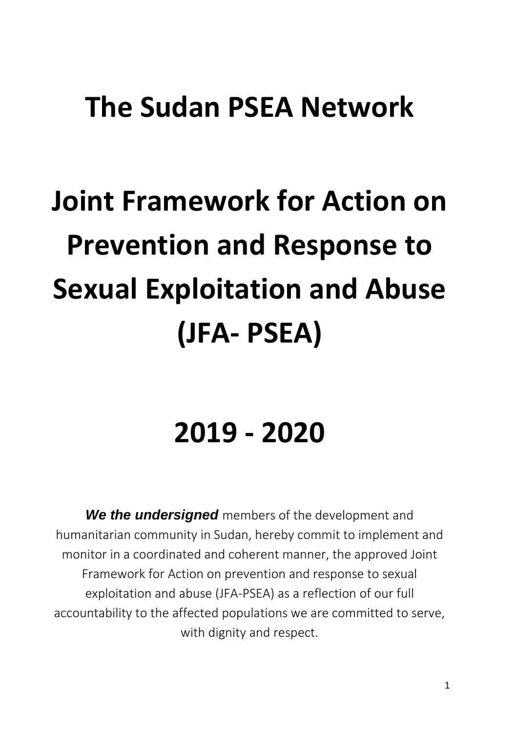# The Sudan PSEA Network

# Joint Framework for Action on Prevention and Response to Sexual Exploitation and Abuse (JFA- PSEA)

# 2019 - 2020

***We the undersigned*** members of the development and humanitarian community in Sudan, hereby commit to implement and monitor in a coordinated and coherent manner, the approved Joint Framework for Action on prevention and response to sexual exploitation and abuse (JFA-PSEA) as a reflection of our full accountability to the affected populations we are committed to serve, with dignity and respect.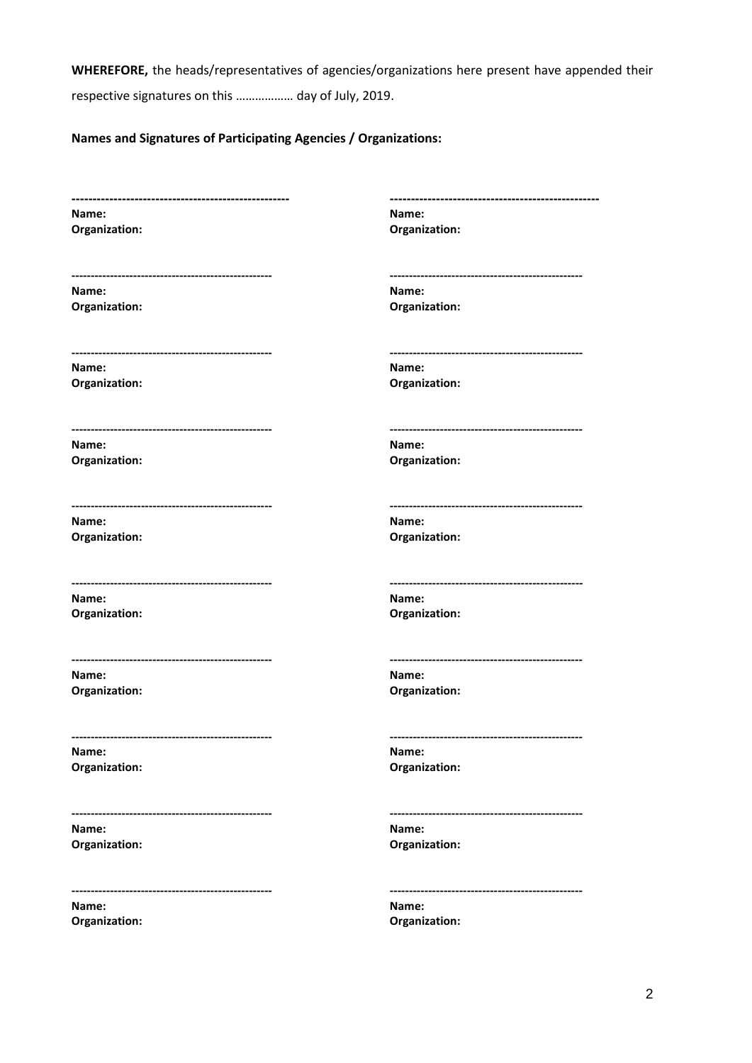**WHEREFORE,** the heads/representatives of agencies/organizations here present have appended their respective signatures on this ……………… day of July, 2019.

**Names and Signatures of Participating Agencies / Organizations:**

| | |
|---|---|
| ---------------------------------------------------- | ---------------------------------------------------- |
| **Name:** | **Name:** |
| **Organization:** | **Organization:** |
| ---------------------------------------------------- | ---------------------------------------------------- |
| **Name:** | **Name:** |
| **Organization:** | **Organization:** |
| ---------------------------------------------------- | ---------------------------------------------------- |
| **Name:** | **Name:** |
| **Organization:** | **Organization:** |
| ---------------------------------------------------- | ---------------------------------------------------- |
| **Name:** | **Name:** |
| **Organization:** | **Organization:** |
| ---------------------------------------------------- | ---------------------------------------------------- |
| **Name:** | **Name:** |
| **Organization:** | **Organization:** |
| ---------------------------------------------------- | ---------------------------------------------------- |
| **Name:** | **Name:** |
| **Organization:** | **Organization:** |
| ---------------------------------------------------- | ---------------------------------------------------- |
| **Name:** | **Name:** |
| **Organization:** | **Organization:** |
| ---------------------------------------------------- | ---------------------------------------------------- |
| **Name:** | **Name:** |
| **Organization:** | **Organization:** |
| ---------------------------------------------------- | ---------------------------------------------------- |
| **Name:** | **Name:** |
| **Organization:** | **Organization:** |
| ---------------------------------------------------- | ---------------------------------------------------- |
| **Name:** | **Name:** |
| **Organization:** | **Organization:** |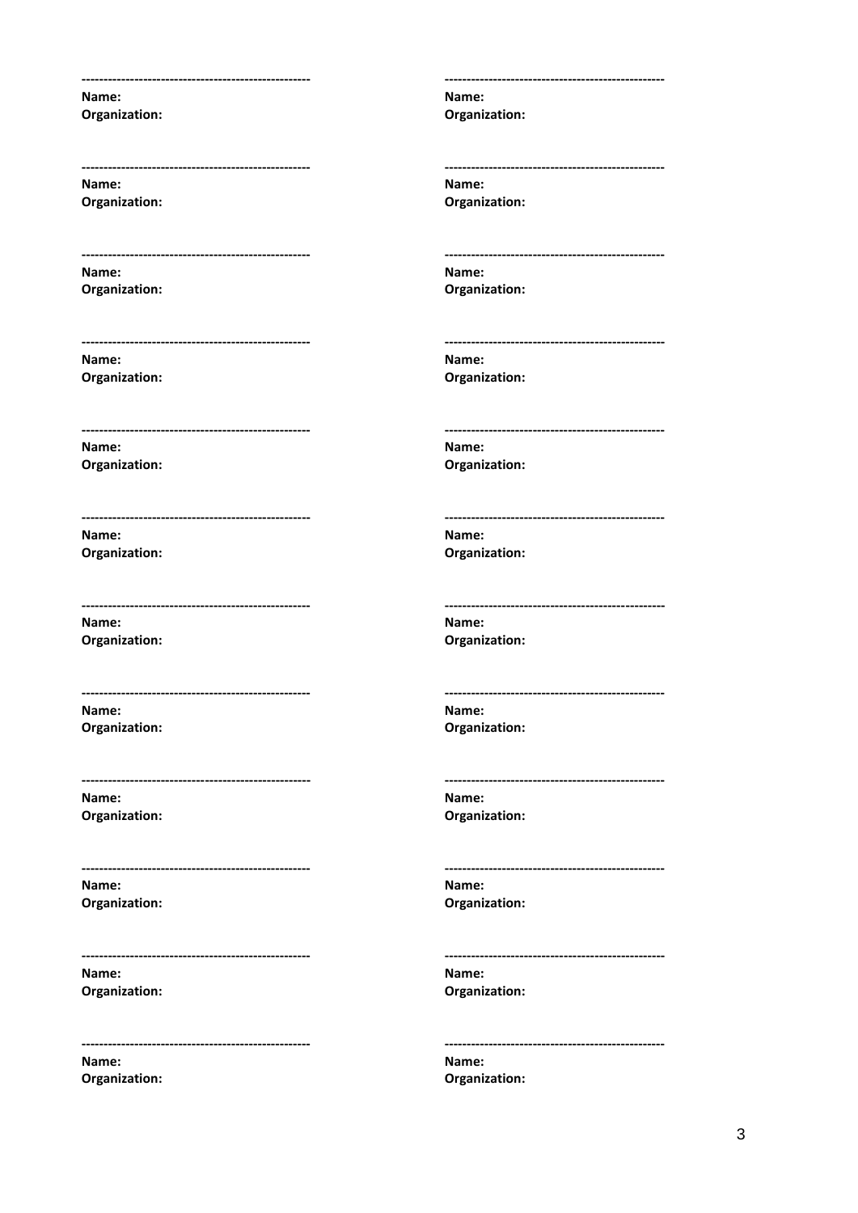---

**Name:**
**Organization:**

---

**Name:**
**Organization:**

---

**Name:**
**Organization:**

---

**Name:**
**Organization:**

---

**Name:**
**Organization:**

---

**Name:**
**Organization:**

---

**Name:**
**Organization:**

---

**Name:**
**Organization:**

---

**Name:**
**Organization:**

---

**Name:**
**Organization:**

---

**Name:**
**Organization:**

---

**Name:**
**Organization:**

---

**Name:**
**Organization:**

---

**Name:**
**Organization:**

---

**Name:**
**Organization:**

---

**Name:**
**Organization:**

---

**Name:**
**Organization:**

---

**Name:**
**Organization:**

---

**Name:**
**Organization:**

---

**Name:**
**Organization:**

---

**Name:**
**Organization:**

---

**Name:**
**Organization:**

---

**Name:**
**Organization:**

---

**Name:**
**Organization:**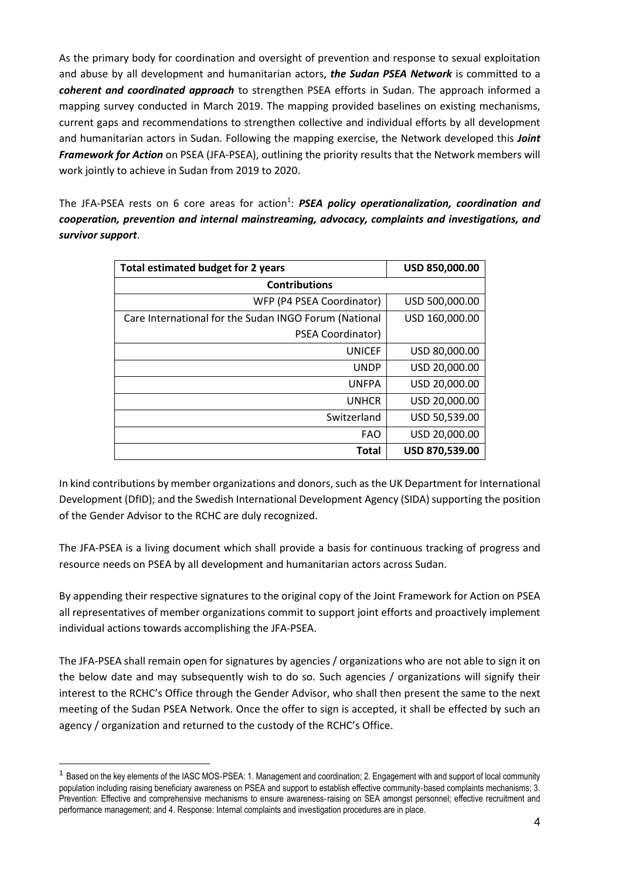As the primary body for coordination and oversight of prevention and response to sexual exploitation and abuse by all development and humanitarian actors, ***the Sudan PSEA Network*** is committed to a ***coherent and coordinated approach*** to strengthen PSEA efforts in Sudan. The approach informed a mapping survey conducted in March 2019. The mapping provided baselines on existing mechanisms, current gaps and recommendations to strengthen collective and individual efforts by all development and humanitarian actors in Sudan. Following the mapping exercise, the Network developed this ***Joint Framework for Action*** on PSEA (JFA-PSEA), outlining the priority results that the Network members will work jointly to achieve in Sudan from 2019 to 2020.

The JFA-PSEA rests on 6 core areas for action[1]: ***PSEA policy operationalization, coordination and cooperation, prevention and internal mainstreaming, advocacy, complaints and investigations, and survivor support***.

| **Total estimated budget for 2 years** | **USD 850,000.00** |
|---|---|
| **Contributions** | |
| WFP (P4 PSEA Coordinator) | USD 500,000.00 |
| Care International for the Sudan INGO Forum (National PSEA Coordinator) | USD 160,000.00 |
| UNICEF | USD 80,000.00 |
| UNDP | USD 20,000.00 |
| UNFPA | USD 20,000.00 |
| UNHCR | USD 20,000.00 |
| Switzerland | USD 50,539.00 |
| FAO | USD 20,000.00 |
| **Total** | **USD 870,539.00** |

In kind contributions by member organizations and donors, such as the UK Department for International Development (DfID); and the Swedish International Development Agency (SIDA) supporting the position of the Gender Advisor to the RCHC are duly recognized.

The JFA-PSEA is a living document which shall provide a basis for continuous tracking of progress and resource needs on PSEA by all development and humanitarian actors across Sudan.

By appending their respective signatures to the original copy of the Joint Framework for Action on PSEA all representatives of member organizations commit to support joint efforts and proactively implement individual actions towards accomplishing the JFA-PSEA.

The JFA-PSEA shall remain open for signatures by agencies / organizations who are not able to sign it on the below date and may subsequently wish to do so. Such agencies / organizations will signify their interest to the RCHC's Office through the Gender Advisor, who shall then present the same to the next meeting of the Sudan PSEA Network. Once the offer to sign is accepted, it shall be effected by such an agency / organization and returned to the custody of the RCHC's Office.

---

[1] Based on the key elements of the IASC MOS-PSEA: 1. Management and coordination; 2. Engagement with and support of local community population including raising beneficiary awareness on PSEA and support to establish effective community-based complaints mechanisms; 3. Prevention: Effective and comprehensive mechanisms to ensure awareness-raising on SEA amongst personnel; effective recruitment and performance management; and 4. Response: Internal complaints and investigation procedures are in place.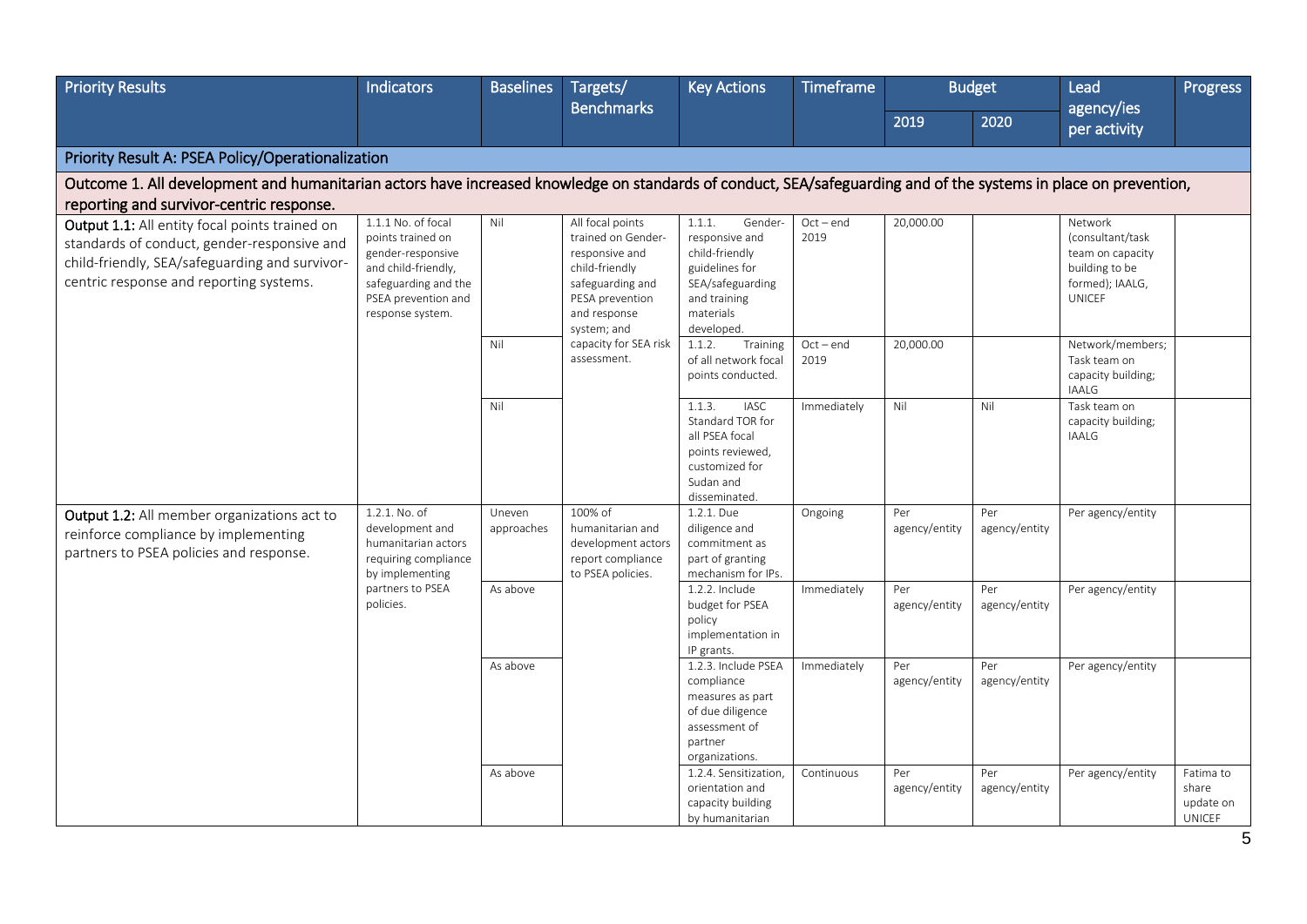| Priority Results | Indicators | Baselines | Targets/ Benchmarks | Key Actions | Timeframe | Budget | | Lead agency/ies per activity | Progress |
|---|---|---|---|---|---|---|---|---|---|
| | | | | | | 2019 | 2020 | | |
| **Priority Result A: PSEA Policy/Operationalization** | | | | | | | | | |
| Outcome 1. All development and humanitarian actors have increased knowledge on standards of conduct, SEA/safeguarding and of the systems in place on prevention, reporting and survivor-centric response. | | | | | | | | | |
| **Output 1.1:** All entity focal points trained on standards of conduct, gender-responsive and child-friendly, SEA/safeguarding and survivor-centric response and reporting systems. | 1.1.1 No. of focal points trained on gender-responsive and child-friendly, safeguarding and the PSEA prevention and response system. | Nil | All focal points trained on Gender-responsive and child-friendly safeguarding and PESA prevention and response system; and capacity for SEA risk assessment. | 1.1.1. Gender-responsive and child-friendly guidelines for SEA/safeguarding and training materials developed. | Oct – end 2019 | 20,000.00 | | Network (consultant/task team on capacity building to be formed); IAALG, UNICEF | |
| | | Nil | | 1.1.2. Training of all network focal points conducted. | Oct – end 2019 | 20,000.00 | | Network/members; Task team on capacity building; IAALG | |
| | | Nil | | 1.1.3. IASC Standard TOR for all PSEA focal points reviewed, customized for Sudan and disseminated. | Immediately | Nil | Nil | Task team on capacity building; IAALG | |
| **Output 1.2:** All member organizations act to reinforce compliance by implementing partners to PSEA policies and response. | 1.2.1. No. of development and humanitarian actors requiring compliance by implementing partners to PSEA policies. | Uneven approaches | 100% of humanitarian and development actors report compliance to PSEA policies. | 1.2.1. Due diligence and commitment as part of granting mechanism for IPs. | Ongoing | Per agency/entity | Per agency/entity | Per agency/entity | |
| | | As above | | 1.2.2. Include budget for PSEA policy implementation in IP grants. | Immediately | Per agency/entity | Per agency/entity | Per agency/entity | |
| | | As above | | 1.2.3. Include PSEA compliance measures as part of due diligence assessment of partner organizations. | Immediately | Per agency/entity | Per agency/entity | Per agency/entity | |
| | | As above | | 1.2.4. Sensitization, orientation and capacity building by humanitarian | Continuous | Per agency/entity | Per agency/entity | Per agency/entity | Fatima to share update on UNICEF |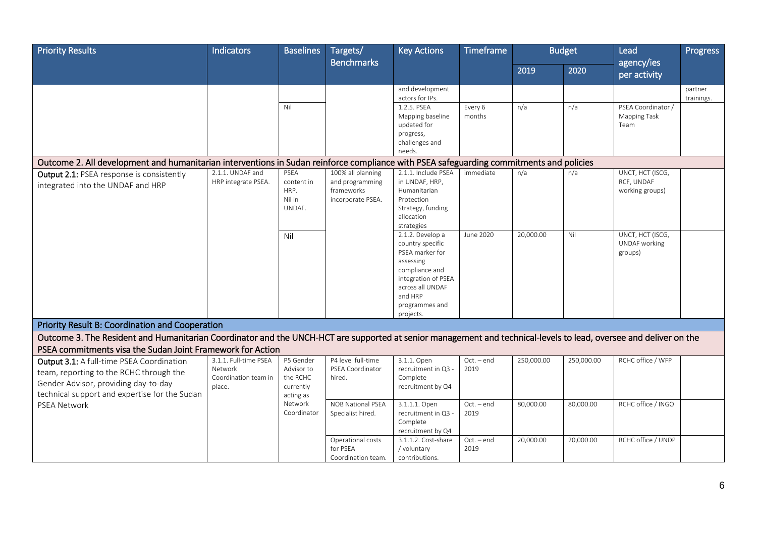| Priority Results | Indicators | Baselines | Targets/ Benchmarks | Key Actions | Timeframe | Budget | | Lead agency/ies per activity | Progress |
|---|---|---|---|---|---|---|---|---|---|
| | | | | | | 2019 | 2020 | | |
| | | | | and development actors for IPs. | | | | | partner trainings. |
| | | Nil | | 1.2.5. PSEA Mapping baseline updated for progress, challenges and needs. | Every 6 months | n/a | n/a | PSEA Coordinator / Mapping Task Team | |
| **Outcome 2. All development and humanitarian interventions in Sudan reinforce compliance with PSEA safeguarding commitments and policies** | | | | | | | | | |
| **Output 2.1:** PSEA response is consistently integrated into the UNDAF and HRP | 2.1.1. UNDAF and HRP integrate PSEA. | PSEA content in HRP. Nil in UNDAF. | 100% all planning and programming frameworks incorporate PSEA. | 2.1.1. Include PSEA in UNDAF, HRP, Humanitarian Protection Strategy, funding allocation strategies | immediate | n/a | n/a | UNCT, HCT (ISCG, RCF, UNDAF working groups) | |
| | | Nil | | 2.1.2. Develop a country specific PSEA marker for assessing compliance and integration of PSEA across all UNDAF and HRP programmes and projects. | June 2020 | 20,000.00 | Nil | UNCT, HCT (ISCG, UNDAF working groups) | |
| **Priority Result B: Coordination and Cooperation** | | | | | | | | | |
| **Outcome 3. The Resident and Humanitarian Coordinator and the UNCH-HCT are supported at senior management and technical-levels to lead, oversee and deliver on the PSEA commitments visa the Sudan Joint Framework for Action** | | | | | | | | | |
| **Output 3.1:** A full-time PSEA Coordination team, reporting to the RCHC through the Gender Advisor, providing day-to-day technical support and expertise for the Sudan PSEA Network | 3.1.1. Full-time PSEA Network Coordination team in place. | P5 Gender Advisor to the RCHC currently acting as Network Coordinator | P4 level full-time PSEA Coordinator hired. | 3.1.1. Open recruitment in Q3 - Complete recruitment by Q4 | Oct. – end 2019 | 250,000.00 | 250,000.00 | RCHC office / WFP | |
| | | | NOB National PSEA Specialist hired. | 3.1.1.1. Open recruitment in Q3 - Complete recruitment by Q4 | Oct. – end 2019 | 80,000.00 | 80,000.00 | RCHC office / INGO | |
| | | | Operational costs for PSEA Coordination team. | 3.1.1.2. Cost-share / voluntary contributions. | Oct. – end 2019 | 20,000.00 | 20,000.00 | RCHC office / UNDP | |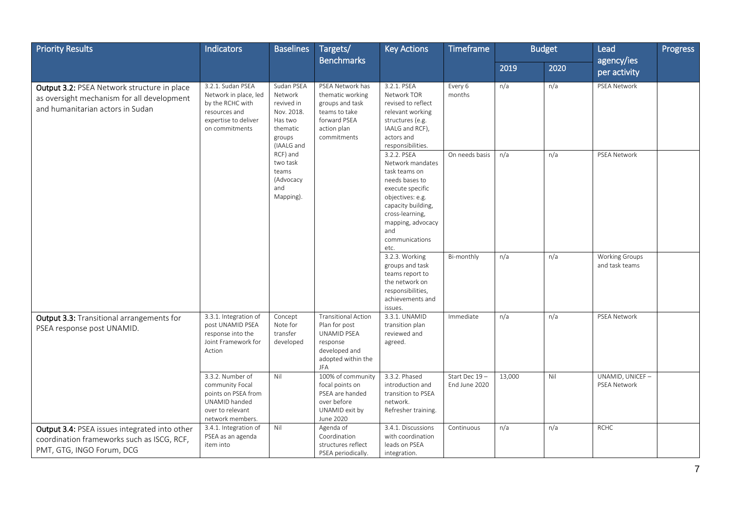| Priority Results | Indicators | Baselines | Targets/ Benchmarks | Key Actions | Timeframe | Budget | | Lead agency/ies per activity | Progress |
|---|---|---|---|---|---|---|---|---|---|
| | | | | | | 2019 | 2020 | | |
| **Output 3.2:** PSEA Network structure in place as oversight mechanism for all development and humanitarian actors in Sudan | 3.2.1. Sudan PSEA Network in place, led by the RCHC with resources and expertise to deliver on commitments | Sudan PSEA Network revived in Nov. 2018. Has two thematic groups (IAALG and RCF) and two task teams (Advocacy and Mapping). | PSEA Network has thematic working groups and task teams to take forward PSEA action plan commitments | 3.2.1. PSEA Network TOR revised to reflect relevant working structures (e.g. IAALG and RCF), actors and responsibilities. | Every 6 months | n/a | n/a | PSEA Network | |
| | | | | 3.2.2. PSEA Network mandates task teams on needs bases to execute specific objectives: e.g. capacity building, cross-learning, mapping, advocacy and communications etc. | On needs basis | n/a | n/a | PSEA Network | |
| | | | | 3.2.3. Working groups and task teams report to the network on responsibilities, achievements and issues. | Bi-monthly | n/a | n/a | Working Groups and task teams | |
| **Output 3.3:** Transitional arrangements for PSEA response post UNAMID. | 3.3.1. Integration of post UNAMID PSEA response into the Joint Framework for Action | Concept Note for transfer developed | Transitional Action Plan for post UNAMID PSEA response developed and adopted within the JFA | 3.3.1. UNAMID transition plan reviewed and agreed. | Immediate | n/a | n/a | PSEA Network | |
| | 3.3.2. Number of community Focal points on PSEA from UNAMID handed over to relevant network members. | Nil | 100% of community focal points on PSEA are handed over before UNAMID exit by June 2020 | 3.3.2. Phased introduction and transition to PSEA network. Refresher training. | Start Dec 19 – End June 2020 | 13,000 | Nil | UNAMID, UNICEF – PSEA Network | |
| **Output 3.4:** PSEA issues integrated into other coordination frameworks such as ISCG, RCF, PMT, GTG, INGO Forum, DCG | 3.4.1. Integration of PSEA as an agenda item into | Nil | Agenda of Coordination structures reflect PSEA periodically. | 3.4.1. Discussions with coordination leads on PSEA integration. | Continuous | n/a | n/a | RCHC | |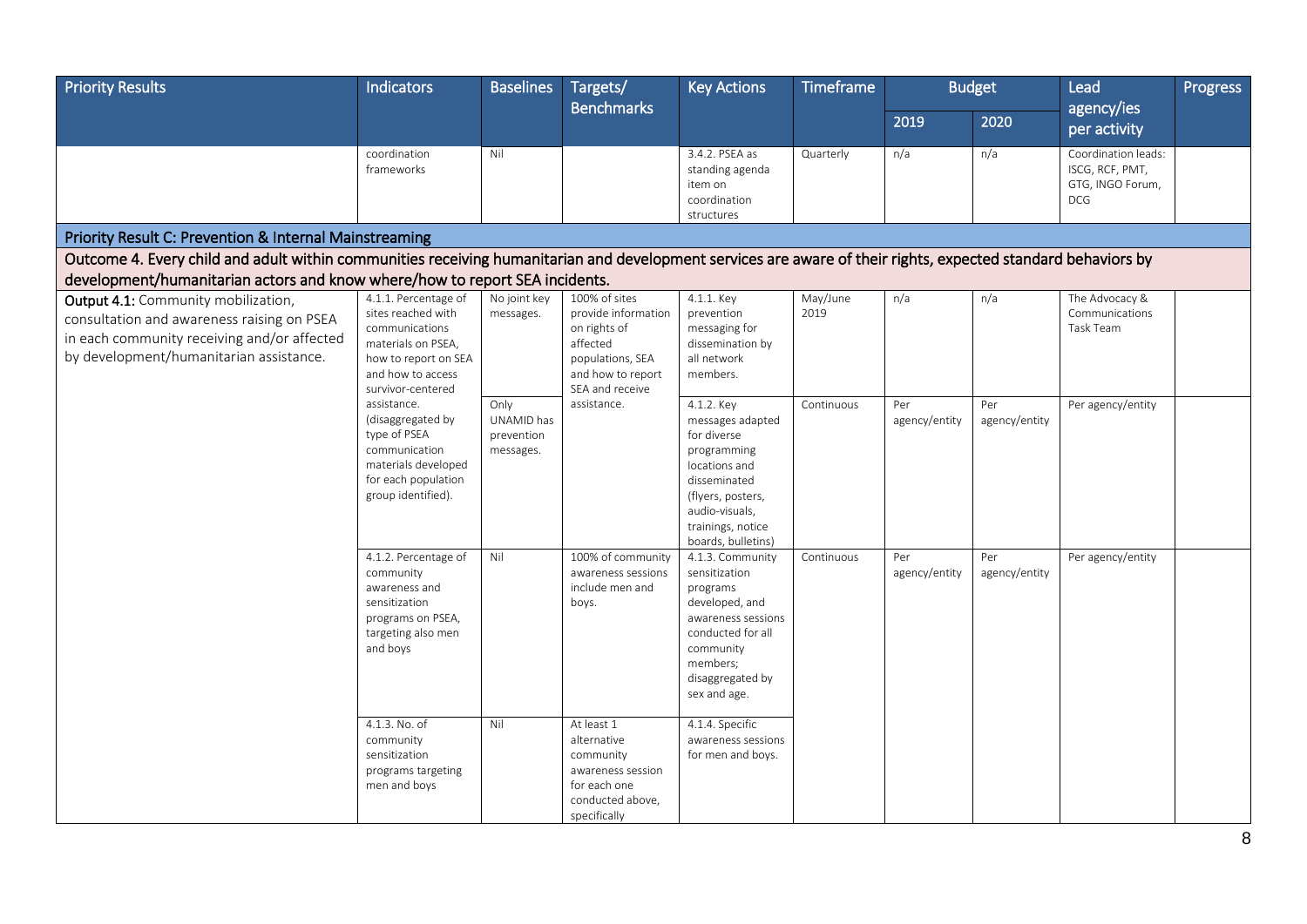| Priority Results | Indicators | Baselines | Targets/ Benchmarks | Key Actions | Timeframe | Budget | | Lead agency/ies per activity | Progress |
|---|---|---|---|---|---|---|---|---|---|
| | | | | | | 2019 | 2020 | | |
| | coordination frameworks | Nil | | 3.4.2. PSEA as standing agenda item on coordination structures | Quarterly | n/a | n/a | Coordination leads: ISCG, RCF, PMT, GTG, INGO Forum, DCG | |
| **Priority Result C: Prevention & Internal Mainstreaming** | | | | | | | | | |
| Outcome 4. Every child and adult within communities receiving humanitarian and development services are aware of their rights, expected standard behaviors by development/humanitarian actors and know where/how to report SEA incidents. | | | | | | | | | |
| **Output 4.1:** Community mobilization, consultation and awareness raising on PSEA in each community receiving and/or affected by development/humanitarian assistance. | 4.1.1. Percentage of sites reached with communications materials on PSEA, how to report on SEA and how to access survivor-centered assistance. (disaggregated by type of PSEA communication materials developed for each population group identified). | No joint key messages. | 100% of sites provide information on rights of affected populations, SEA and how to report SEA and receive assistance. | 4.1.1. Key prevention messaging for dissemination by all network members. | May/June 2019 | n/a | n/a | The Advocacy & Communications Task Team | |
| | | Only UNAMID has prevention messages. | | 4.1.2. Key messages adapted for diverse programming locations and disseminated (flyers, posters, audio-visuals, trainings, notice boards, bulletins) | Continuous | Per agency/entity | Per agency/entity | Per agency/entity | |
| | 4.1.2. Percentage of community awareness and sensitization programs on PSEA, targeting also men and boys | Nil | 100% of community awareness sessions include men and boys. | 4.1.3. Community sensitization programs developed, and awareness sessions conducted for all community members; disaggregated by sex and age. | Continuous | Per agency/entity | Per agency/entity | Per agency/entity | |
| | 4.1.3. No. of community sensitization programs targeting men and boys | Nil | At least 1 alternative community awareness session for each one conducted above, specifically | 4.1.4. Specific awareness sessions for men and boys. | | | | | |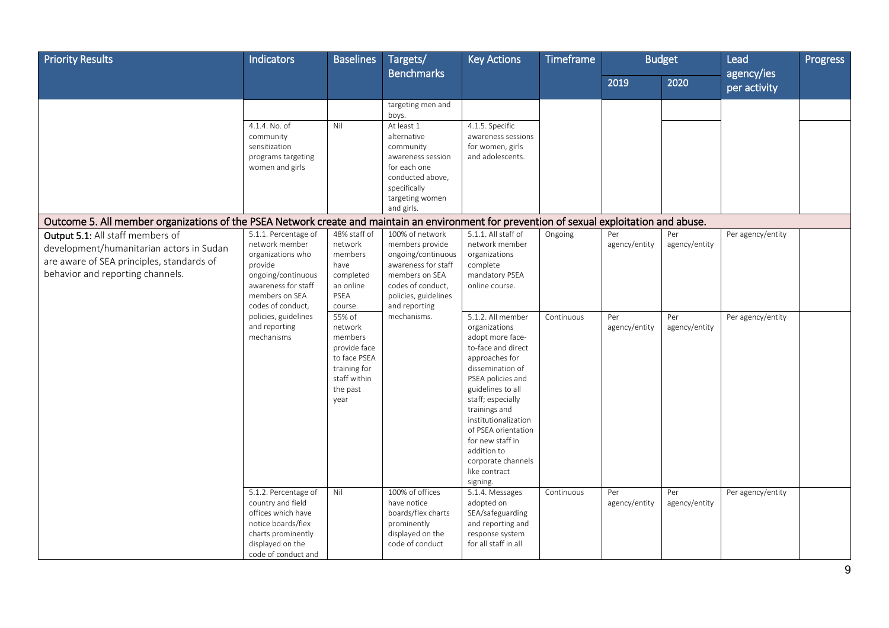| Priority Results | Indicators | Baselines | Targets/ Benchmarks | Key Actions | Timeframe | Budget | | Lead agency/ies per activity | Progress |
|---|---|---|---|---|---|---|---|---|---|
| | | | | | | 2019 | 2020 | | |
| | | | targeting men and boys. | | | | | | |
| | 4.1.4. No. of community sensitization programs targeting women and girls | Nil | At least 1 alternative community awareness session for each one conducted above, specifically targeting women and girls. | 4.1.5. Specific awareness sessions for women, girls and adolescents. | | | | | |
| **Outcome 5. All member organizations of the PSEA Network create and maintain an environment for prevention of sexual exploitation and abuse.** | | | | | | | | | |
| **Output 5.1:** All staff members of development/humanitarian actors in Sudan are aware of SEA principles, standards of behavior and reporting channels. | 5.1.1. Percentage of network member organizations who provide ongoing/continuous awareness for staff members on SEA codes of conduct, policies, guidelines and reporting mechanisms | 48% staff of network members have completed an online PSEA course. | 100% of network members provide ongoing/continuous awareness for staff members on SEA codes of conduct, policies, guidelines and reporting mechanisms. | 5.1.1. All staff of network member organizations complete mandatory PSEA online course. | Ongoing | Per agency/entity | Per agency/entity | Per agency/entity | |
| | | 55% of network members provide face to face PSEA training for staff within the past year | | 5.1.2. All member organizations adopt more face-to-face and direct approaches for dissemination of PSEA policies and guidelines to all staff; especially trainings and institutionalization of PSEA orientation for new staff in addition to corporate channels like contract signing. | Continuous | Per agency/entity | Per agency/entity | Per agency/entity | |
| | 5.1.2. Percentage of country and field offices which have notice boards/flex charts prominently displayed on the code of conduct and | Nil | 100% of offices have notice boards/flex charts prominently displayed on the code of conduct | 5.1.4. Messages adopted on SEA/safeguarding and reporting and response system for all staff in all | Continuous | Per agency/entity | Per agency/entity | Per agency/entity | |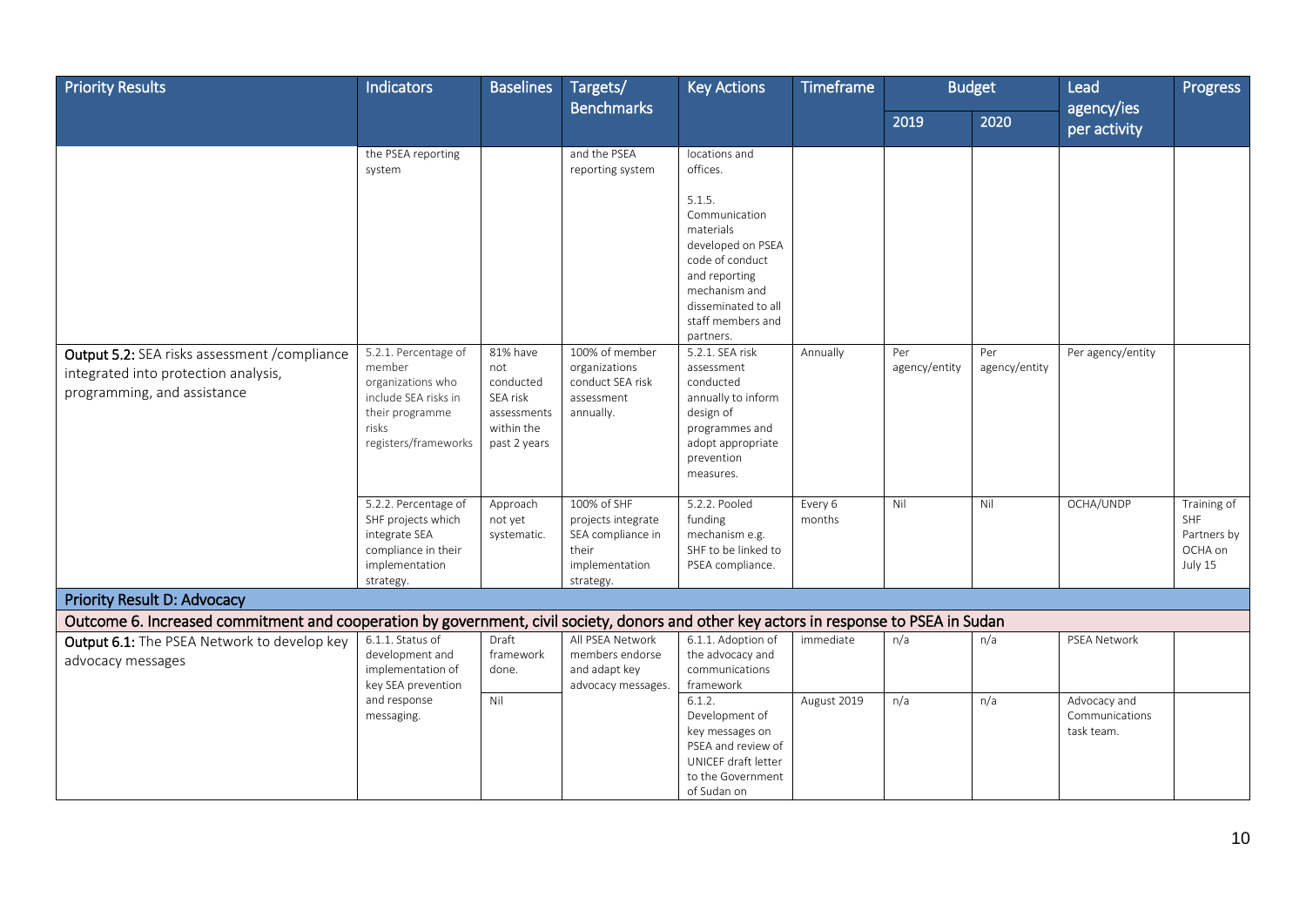| Priority Results | Indicators | Baselines | Targets/ Benchmarks | Key Actions | Timeframe | Budget | | Lead agency/ies per activity | Progress |
|---|---|---|---|---|---|---|---|---|---|
| | | | | | | 2019 | 2020 | | |
| | the PSEA reporting system | | and the PSEA reporting system | locations and offices.<br><br>5.1.5. Communication materials developed on PSEA code of conduct and reporting mechanism and disseminated to all staff members and partners. | | | | | |
| **Output 5.2:** SEA risks assessment /compliance integrated into protection analysis, programming, and assistance | 5.2.1. Percentage of member organizations who include SEA risks in their programme risks registers/frameworks | 81% have not conducted SEA risk assessments within the past 2 years | 100% of member organizations conduct SEA risk assessment annually. | 5.2.1. SEA risk assessment conducted annually to inform design of programmes and adopt appropriate prevention measures. | Annually | Per agency/entity | Per agency/entity | Per agency/entity | |
| | 5.2.2. Percentage of SHF projects which integrate SEA compliance in their implementation strategy. | Approach not yet systematic. | 100% of SHF projects integrate SEA compliance in their implementation strategy. | 5.2.2. Pooled funding mechanism e.g. SHF to be linked to PSEA compliance. | Every 6 months | Nil | Nil | OCHA/UNDP | Training of SHF Partners by OCHA on July 15 |
| **Priority Result D: Advocacy** | | | | | | | | | |
| **Outcome 6. Increased commitment and cooperation by government, civil society, donors and other key actors in response to PSEA in Sudan** | | | | | | | | | |
| **Output 6.1:** The PSEA Network to develop key advocacy messages | 6.1.1. Status of development and implementation of key SEA prevention and response messaging. | Draft framework done. | All PSEA Network members endorse and adapt key advocacy messages. | 6.1.1. Adoption of the advocacy and communications framework | immediate | n/a | n/a | PSEA Network | |
| | | Nil | | 6.1.2. Development of key messages on PSEA and review of UNICEF draft letter to the Government of Sudan on | August 2019 | n/a | n/a | Advocacy and Communications task team. | |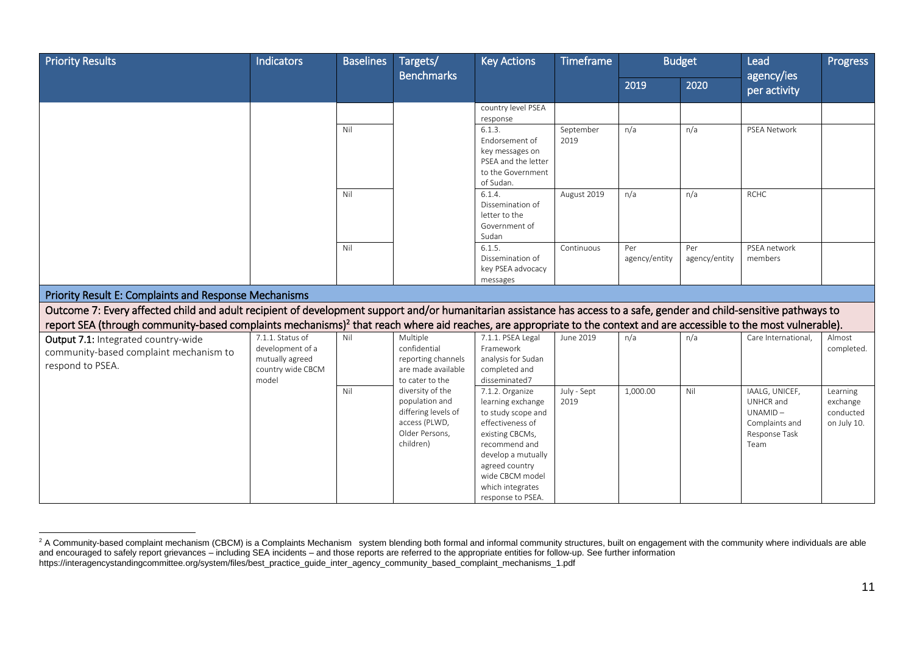| Priority Results | Indicators | Baselines | Targets/ Benchmarks | Key Actions | Timeframe | Budget | | Lead agency/ies per activity | Progress |
|---|---|---|---|---|---|---|---|---|---|
| | | | | | | 2019 | 2020 | | |
| | | | | country level PSEA response | | | | | |
| | | Nil | | 6.1.3. Endorsement of key messages on PSEA and the letter to the Government of Sudan. | September 2019 | n/a | n/a | PSEA Network | |
| | | Nil | | 6.1.4. Dissemination of letter to the Government of Sudan | August 2019 | n/a | n/a | RCHC | |
| | | Nil | | 6.1.5. Dissemination of key PSEA advocacy messages | Continuous | Per agency/entity | Per agency/entity | PSEA network members | |
| **Priority Result E: Complaints and Response Mechanisms** | | | | | | | | | |
| Outcome 7: Every affected child and adult recipient of development support and/or humanitarian assistance has access to a safe, gender and child-sensitive pathways to report SEA (through community-based complaints mechanisms)[2] that reach where aid reaches, are appropriate to the context and are accessible to the most vulnerable). | | | | | | | | | |
| **Output 7.1:** Integrated country-wide community-based complaint mechanism to respond to PSEA. | 7.1.1. Status of development of a mutually agreed country wide CBCM model | Nil | Multiple confidential reporting channels are made available to cater to the diversity of the population and differing levels of access (PLWD, Older Persons, children) | 7.1.1. PSEA Legal Framework analysis for Sudan completed and disseminated7 | June 2019 | n/a | n/a | Care International, | Almost completed. |
| | | Nil | | 7.1.2. Organize learning exchange to study scope and effectiveness of existing CBCMs, recommend and develop a mutually agreed country wide CBCM model which integrates response to PSEA. | July - Sept 2019 | 1,000.00 | Nil | IAALG, UNICEF, UNHCR and UNAMID – Complaints and Response Task Team | Learning exchange conducted on July 10. |

[2] A Community-based complaint mechanism (CBCM) is a Complaints Mechanism system blending both formal and informal community structures, built on engagement with the community where individuals are able and encouraged to safely report grievances – including SEA incidents – and those reports are referred to the appropriate entities for follow-up. See further information https://interagencystandingcommittee.org/system/files/best_practice_guide_inter_agency_community_based_complaint_mechanisms_1.pdf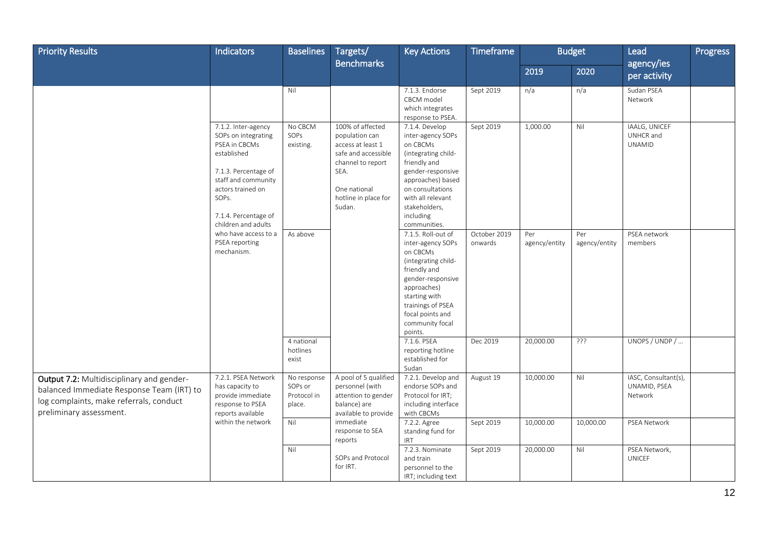| Priority Results | Indicators | Baselines | Targets/ Benchmarks | Key Actions | Timeframe | Budget | | Lead agency/ies per activity | Progress |
|---|---|---|---|---|---|---|---|---|---|
| | | | | | | 2019 | 2020 | | |
| | | Nil | | 7.1.3. Endorse CBCM model which integrates response to PSEA. | Sept 2019 | n/a | n/a | Sudan PSEA Network | |
| | 7.1.2. Inter-agency SOPs on integrating PSEA in CBCMs established<br><br>7.1.3. Percentage of staff and community actors trained on SOPs.<br><br>7.1.4. Percentage of children and adults who have access to a PSEA reporting mechanism. | No CBCM SOPs existing. | 100% of affected population can access at least 1 safe and accessible channel to report SEA.<br><br>One national hotline in place for Sudan. | 7.1.4. Develop inter-agency SOPs on CBCMs (integrating child-friendly and gender-responsive approaches) based on consultations with all relevant stakeholders, including communities. | Sept 2019 | 1,000.00 | Nil | IAALG, UNICEF UNHCR and UNAMID | |
| | | As above | | 7.1.5. Roll-out of inter-agency SOPs on CBCMs (integrating child-friendly and gender-responsive approaches) starting with trainings of PSEA focal points and community focal points. | October 2019 onwards | Per agency/entity | Per agency/entity | PSEA network members | |
| | | 4 national hotlines exist | | 7.1.6. PSEA reporting hotline established for Sudan | Dec 2019 | 20,000.00 | ??? | UNOPS / UNDP / … | |
| **Output 7.2:** Multidisciplinary and gender-balanced Immediate Response Team (IRT) to log complaints, make referrals, conduct preliminary assessment. | 7.2.1. PSEA Network has capacity to provide immediate response to PSEA reports available within the network | No response SOPs or Protocol in place. | A pool of 5 qualified personnel (with attention to gender balance) are available to provide immediate response to SEA reports<br><br>SOPs and Protocol for IRT. | 7.2.1. Develop and endorse SOPs and Protocol for IRT; including interface with CBCMs | August 19 | 10,000.00 | Nil | IASC, Consultant(s), UNAMID, PSEA Network | |
| | | Nil | | 7.2.2. Agree standing fund for IRT | Sept 2019 | 10,000.00 | 10,000.00 | PSEA Network | |
| | | Nil | | 7.2.3. Nominate and train personnel to the IRT; including text | Sept 2019 | 20,000.00 | Nil | PSEA Network, UNICEF | |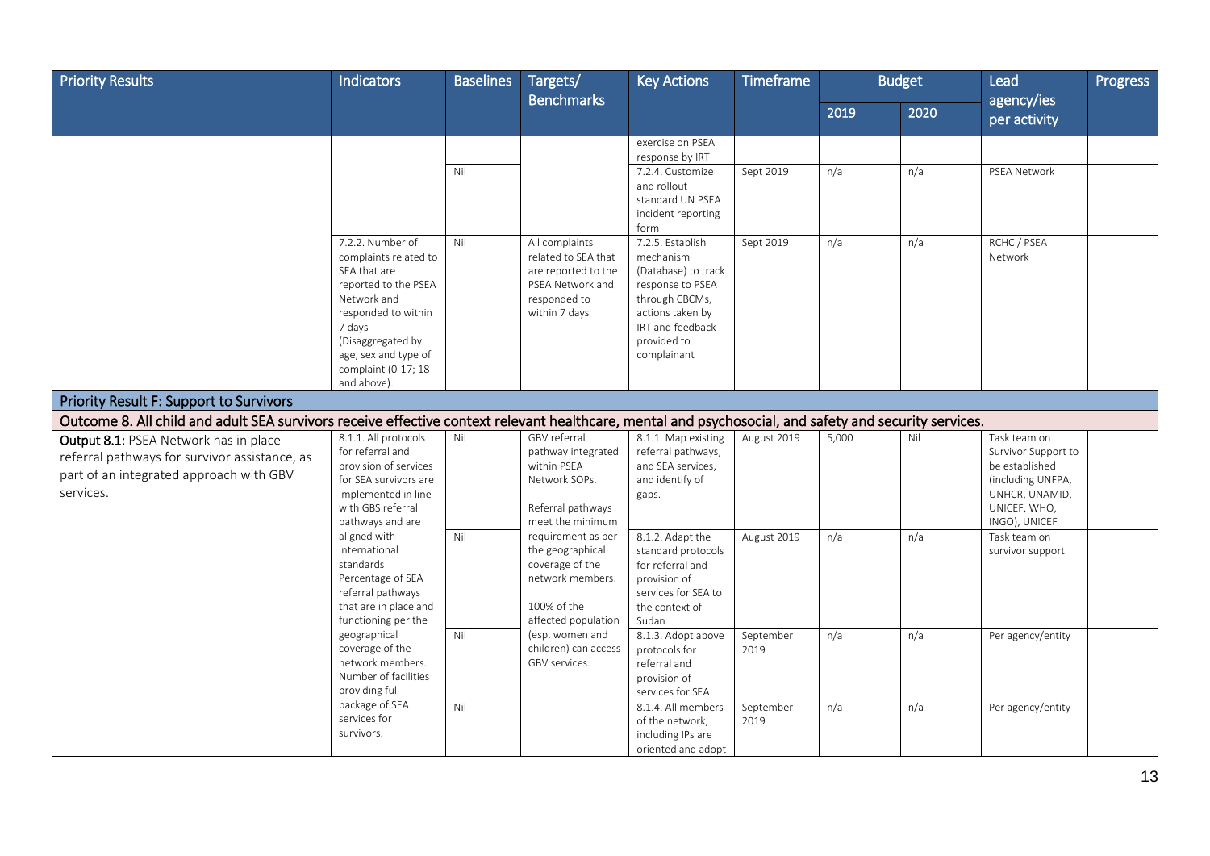| Priority Results | Indicators | Baselines | Targets/ Benchmarks | Key Actions | Timeframe | Budget | | Lead agency/ies per activity | Progress |
|---|---|---|---|---|---|---|---|---|---|
| | | | | | | 2019 | 2020 | | |
| | | | | exercise on PSEA response by IRT | | | | | |
| | | Nil | | 7.2.4. Customize and rollout standard UN PSEA incident reporting form | Sept 2019 | n/a | n/a | PSEA Network | |
| | 7.2.2. Number of complaints related to SEA that are reported to the PSEA Network and responded to within 7 days (Disaggregated by age, sex and type of complaint (0-17; 18 and above).[i] | Nil | All complaints related to SEA that are reported to the PSEA Network and responded to within 7 days | 7.2.5. Establish mechanism (Database) to track response to PSEA through CBCMs, actions taken by IRT and feedback provided to complainant | Sept 2019 | n/a | n/a | RCHC / PSEA Network | |
| **Priority Result F: Support to Survivors** | | | | | | | | | |
| **Outcome 8. All child and adult SEA survivors receive effective context relevant healthcare, mental and psychosocial, and safety and security services.** | | | | | | | | | |
| **Output 8.1:** PSEA Network has in place referral pathways for survivor assistance, as part of an integrated approach with GBV services. | 8.1.1. All protocols for referral and provision of services for SEA survivors are implemented in line with GBS referral pathways and are aligned with international standards Percentage of SEA referral pathways that are in place and functioning per the geographical coverage of the network members. Number of facilities providing full package of SEA services for survivors. | Nil | GBV referral pathway integrated within PSEA Network SOPs. Referral pathways meet the minimum requirement as per the geographical coverage of the network members. 100% of the affected population (esp. women and children) can access GBV services. | 8.1.1. Map existing referral pathways, and SEA services, and identify of gaps. | August 2019 | 5,000 | Nil | Task team on Survivor Support to be established (including UNFPA, UNHCR, UNAMID, UNICEF, WHO, INGO), UNICEF | |
| | | Nil | | 8.1.2. Adapt the standard protocols for referral and provision of services for SEA to the context of Sudan | August 2019 | n/a | n/a | Task team on survivor support | |
| | | Nil | | 8.1.3. Adopt above protocols for referral and provision of services for SEA | September 2019 | n/a | n/a | Per agency/entity | |
| | | Nil | | 8.1.4. All members of the network, including IPs are oriented and adopt | September 2019 | n/a | n/a | Per agency/entity | |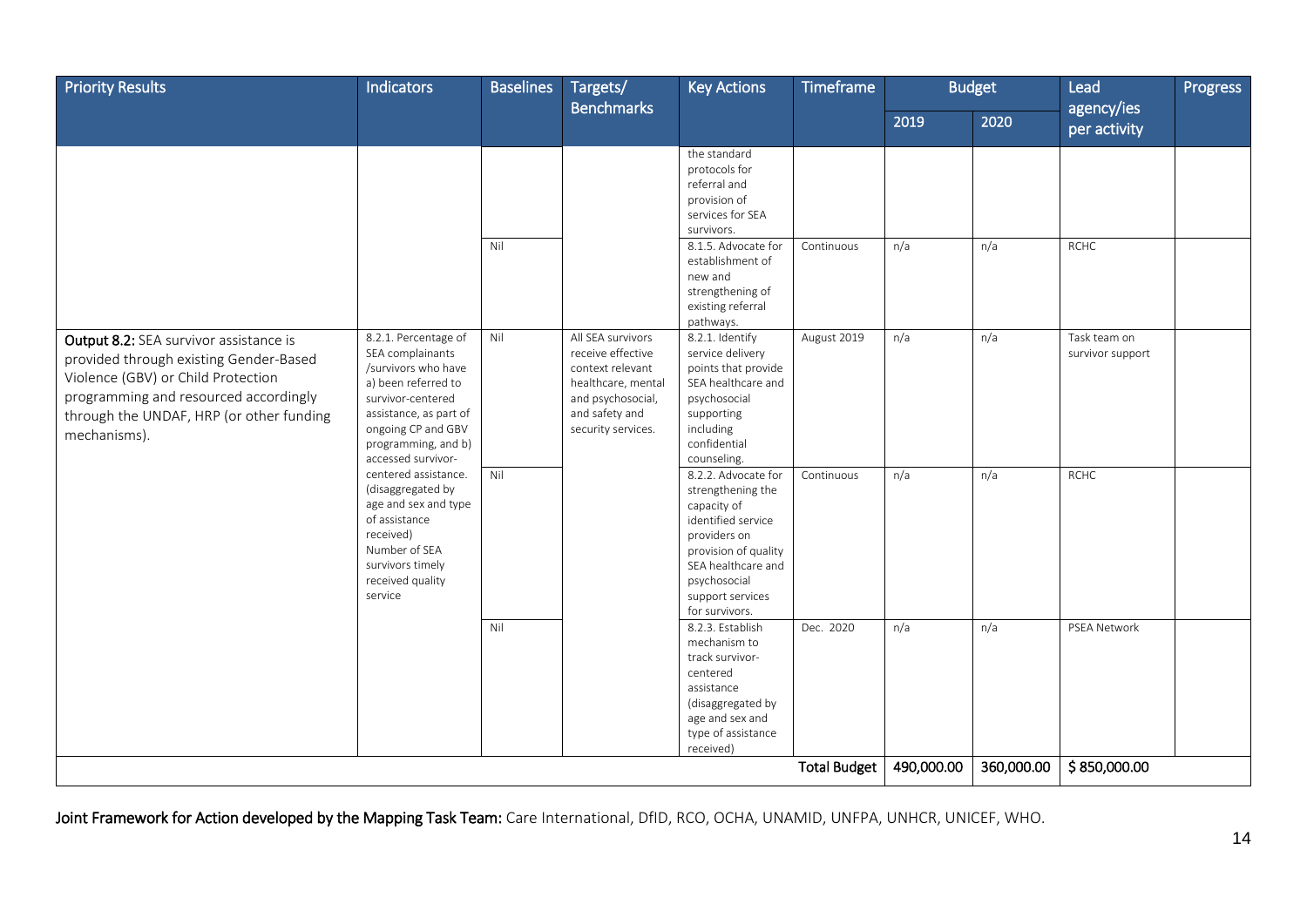| Priority Results | Indicators | Baselines | Targets/ Benchmarks | Key Actions | Timeframe | Budget | | Lead agency/ies per activity | Progress |
|---|---|---|---|---|---|---|---|---|---|
| | | | | | | 2019 | 2020 | | |
| | | | | the standard protocols for referral and provision of services for SEA survivors. | | | | | |
| | | Nil | | 8.1.5. Advocate for establishment of new and strengthening of existing referral pathways. | Continuous | n/a | n/a | RCHC | |
| **Output 8.2:** SEA survivor assistance is provided through existing Gender-Based Violence (GBV) or Child Protection programming and resourced accordingly through the UNDAF, HRP (or other funding mechanisms). | 8.2.1. Percentage of SEA complainants /survivors who have a) been referred to survivor-centered assistance, as part of ongoing CP and GBV programming, and b) accessed survivor-centered assistance. (disaggregated by age and sex and type of assistance received) Number of SEA survivors timely received quality service | Nil | All SEA survivors receive effective context relevant healthcare, mental and psychosocial, and safety and security services. | 8.2.1. Identify service delivery points that provide SEA healthcare and psychosocial supporting including confidential counseling. | August 2019 | n/a | n/a | Task team on survivor support | |
| | | Nil | | 8.2.2. Advocate for strengthening the capacity of identified service providers on provision of quality SEA healthcare and psychosocial support services for survivors. | Continuous | n/a | n/a | RCHC | |
| | | Nil | | 8.2.3. Establish mechanism to track survivor-centered assistance (disaggregated by age and sex and type of assistance received) | Dec. 2020 | n/a | n/a | PSEA Network | |
| | | | | | **Total Budget** | 490,000.00 | 360,000.00 | $ 850,000.00 | |

**Joint Framework for Action developed by the Mapping Task Team:** Care International, DfID, RCO, OCHA, UNAMID, UNFPA, UNHCR, UNICEF, WHO.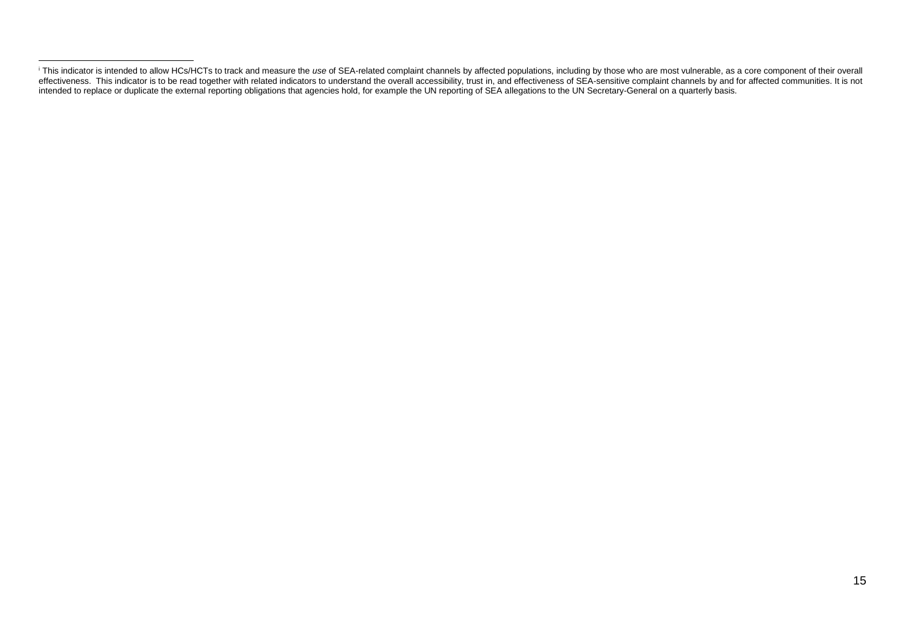[i] This indicator is intended to allow HCs/HCTs to track and measure the *use* of SEA-related complaint channels by affected populations, including by those who are most vulnerable, as a core component of their overall effectiveness. This indicator is to be read together with related indicators to understand the overall accessibility, trust in, and effectiveness of SEA-sensitive complaint channels by and for affected communities. It is not intended to replace or duplicate the external reporting obligations that agencies hold, for example the UN reporting of SEA allegations to the UN Secretary-General on a quarterly basis.